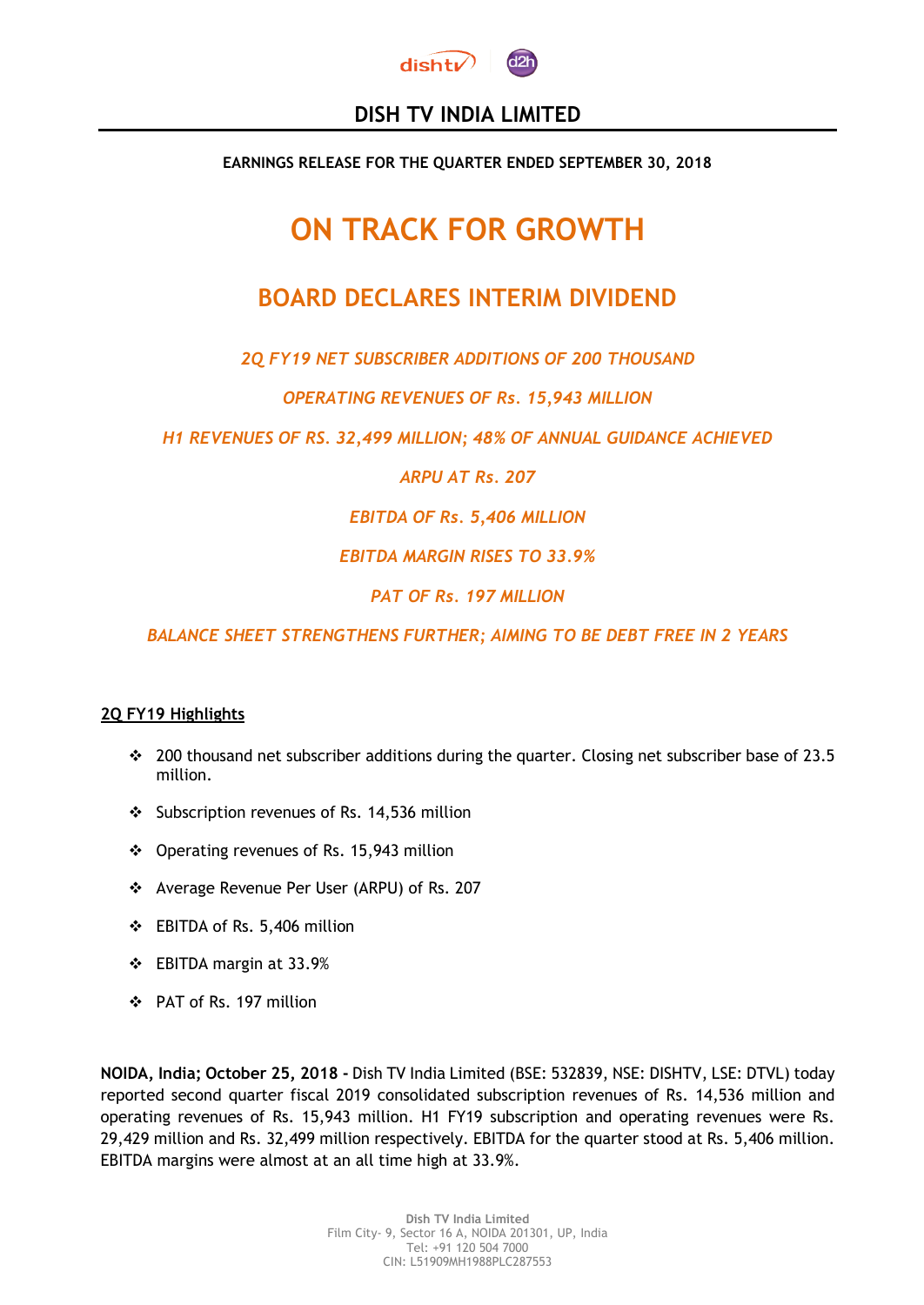# DISH TV INDIA LIMITED

**EARNINGS RELEASE FOR THE QUARTER ENDED SEPTEMBER 30, 2018**

## ON TRACK FOR GROWTH

## BOARD DECLARES INTERIM DIVIDEND

*2Q FY19 NET SUBSCRIBER ADDITIONS OF 200 THOUSAND*

*OPERATING REVENUES OF Rs. 15,943 MILLION*

*H1 REVENUES OF RS. 32,499 MILLION; 48% OF ANNUAL GUIDANCE ACHIEVED*

*ARPU AT Rs. 207*

*EBITDA OF Rs. 5,406 MILLION*

*EBITDA MARGIN RISES TO 33.9%*

*PAT OF Rs. 197 MILLION*

*BALANCE SHEET STRENGTHENS FURTHER; AIMING TO BE DEBT FREE IN 2 YEARS*

**2Q FY19 Highlights**

- 200 thousand net subscriber additions during the quarter. Closing net subscriber base of 23.5 million.
- Subscription revenues of Rs. 14,536 million
- Operating revenues of Rs. 15,943 million
- Average Revenue Per User (ARPU) of Rs. 207
- EBITDA of Rs. 5,406 million
- EBITDA margin at 33.9%
- PAT of Rs. 197 million

**NOIDA, India; October 25, 2018 -** Dish TV India Limited (BSE: 532839, NSE: DISHTV, LSE: DTVL) today reported second quarter fiscal 2019 consolidated subscription revenues of Rs. 14,536 million and operating revenues of Rs. 15,943 million. H1 FY19 subscription and operating revenues were Rs. 29,429 million and Rs. 32,499 million respectively. EBITDA for the quarter stood at Rs. 5,406 million. EBITDA margins were almost at an all time high at 33.9%.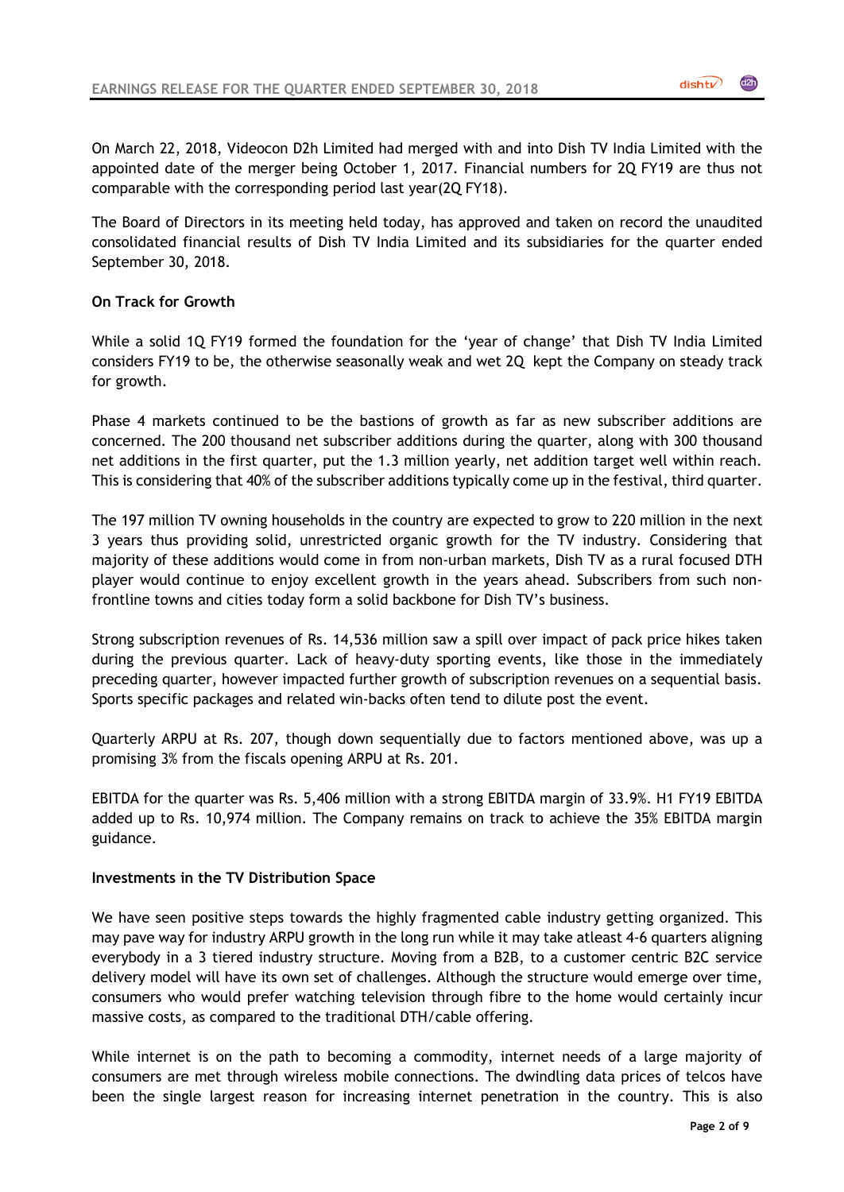On March 22, 2018, Videocon D2h Limited had merged with and into Dish TV India Limited with the appointed date of the merger being October 1, 2017. Financial numbers for 2Q FY19 are thus not comparable with the corresponding period last year(2Q FY18).

The Board of Directors in its meeting held today, has approved and taken on record the unaudited consolidated financial results of Dish TV India Limited and its subsidiaries for the quarter ended September 30, 2018.

**On Track for Growth**

While a solid 1Q FY19 formed the foundation for the 'year of change' that Dish TV India Limited considers FY19 to be, the otherwise seasonally weak and wet 2Q kept the Company on steady track for growth.

Phase 4 markets continued to be the bastions of growth as far as new subscriber additions are concerned. The 200 thousand net subscriber additions during the quarter, along with 300 thousand net additions in the first quarter, put the 1.3 million yearly, net addition target well within reach. This is considering that 40% of the subscriber additions typically come up in the festival, third quarter.

The 197 million TV owning households in the country are expected to grow to 220 million in the next 3 years thus providing solid, unrestricted organic growth for the TV industry. Considering that majority of these additions would come in from non-urban markets, Dish TV as a rural focused DTH player would continue to enjoy excellent growth in the years ahead. Subscribers from such non-frontline towns and cities today form a solid backbone for Dish TV's business.

Strong subscription revenues of Rs. 14,536 million saw a spill over impact of pack price hikes taken during the previous quarter. Lack of heavy-duty sporting events, like those in the immediately preceding quarter, however impacted further growth of subscription revenues on a sequential basis. Sports specific packages and related win-backs often tend to dilute post the event.

Quarterly ARPU at Rs. 207, though down sequentially due to factors mentioned above, was up a promising 3% from the fiscals opening ARPU at Rs. 201.

EBITDA for the quarter was Rs. 5,406 million with a strong EBITDA margin of 33.9%. H1 FY19 EBITDA added up to Rs. 10,974 million. The Company remains on track to achieve the 35% EBITDA margin guidance.

**Investments in the TV Distribution Space**

We have seen positive steps towards the highly fragmented cable industry getting organized. This may pave way for industry ARPU growth in the long run while it may take atleast 4-6 quarters aligning everybody in a 3 tiered industry structure. Moving from a B2B, to a customer centric B2C service delivery model will have its own set of challenges. Although the structure would emerge over time, consumers who would prefer watching television through fibre to the home would certainly incur massive costs, as compared to the traditional DTH/cable offering.

While internet is on the path to becoming a commodity, internet needs of a large majority of consumers are met through wireless mobile connections. The dwindling data prices of telcos have been the single largest reason for increasing internet penetration in the country. This is also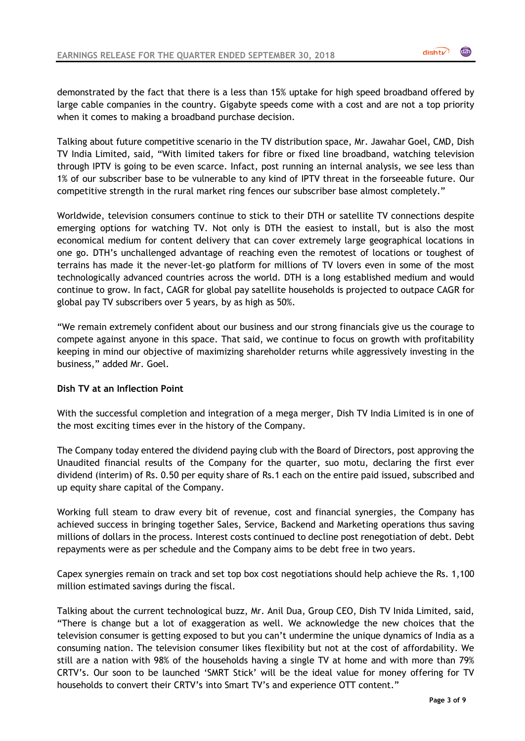demonstrated by the fact that there is a less than 15% uptake for high speed broadband offered by large cable companies in the country. Gigabyte speeds come with a cost and are not a top priority when it comes to making a broadband purchase decision.

Talking about future competitive scenario in the TV distribution space, Mr. Jawahar Goel, CMD, Dish TV India Limited, said, "With limited takers for fibre or fixed line broadband, watching television through IPTV is going to be even scarce. Infact, post running an internal analysis, we see less than 1% of our subscriber base to be vulnerable to any kind of IPTV threat in the forseeable future. Our competitive strength in the rural market ring fences our subscriber base almost completely."

Worldwide, television consumers continue to stick to their DTH or satellite TV connections despite emerging options for watching TV. Not only is DTH the easiest to install, but is also the most economical medium for content delivery that can cover extremely large geographical locations in one go. DTH's unchallenged advantage of reaching even the remotest of locations or toughest of terrains has made it the never-let-go platform for millions of TV lovers even in some of the most technologically advanced countries across the world. DTH is a long established medium and would continue to grow. In fact, CAGR for global pay satellite households is projected to outpace CAGR for global pay TV subscribers over 5 years, by as high as 50%.

"We remain extremely confident about our business and our strong financials give us the courage to compete against anyone in this space. That said, we continue to focus on growth with profitability keeping in mind our objective of maximizing shareholder returns while aggressively investing in the business," added Mr. Goel.

**Dish TV at an Inflection Point**

With the successful completion and integration of a mega merger, Dish TV India Limited is in one of the most exciting times ever in the history of the Company.

The Company today entered the dividend paying club with the Board of Directors, post approving the Unaudited financial results of the Company for the quarter, suo motu, declaring the first ever dividend (interim) of Rs. 0.50 per equity share of Rs.1 each on the entire paid issued, subscribed and up equity share capital of the Company.

Working full steam to draw every bit of revenue, cost and financial synergies, the Company has achieved success in bringing together Sales, Service, Backend and Marketing operations thus saving millions of dollars in the process. Interest costs continued to decline post renegotiation of debt. Debt repayments were as per schedule and the Company aims to be debt free in two years.

Capex synergies remain on track and set top box cost negotiations should help achieve the Rs. 1,100 million estimated savings during the fiscal.

Talking about the current technological buzz, Mr. Anil Dua, Group CEO, Dish TV Inida Limited, said, "There is change but a lot of exaggeration as well. We acknowledge the new choices that the television consumer is getting exposed to but you can't undermine the unique dynamics of India as a consuming nation. The television consumer likes flexibility but not at the cost of affordability. We still are a nation with 98% of the households having a single TV at home and with more than 79% CRTV's. Our soon to be launched 'SMRT Stick' will be the ideal value for money offering for TV households to convert their CRTV's into Smart TV's and experience OTT content."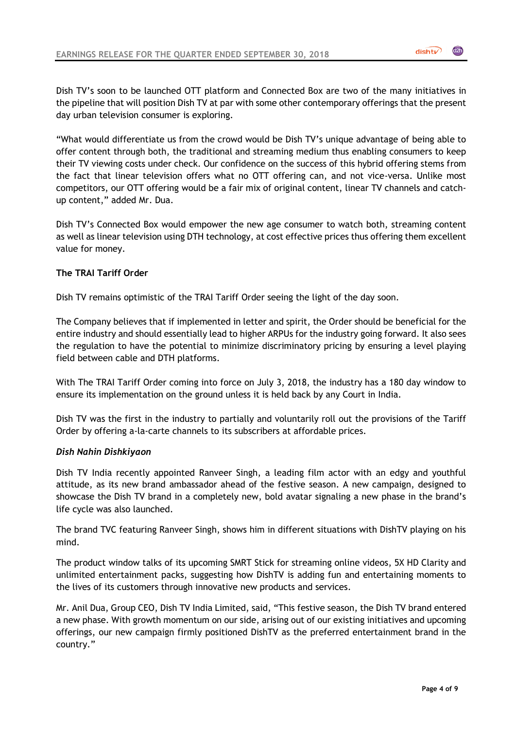Dish TV’s soon to be launched OTT platform and Connected Box are two of the many initiatives in the pipeline that will position Dish TV at par with some other contemporary offerings that the present day urban television consumer is exploring.

“What would differentiate us from the crowd would be Dish TV’s unique advantage of being able to offer content through both, the traditional and streaming medium thus enabling consumers to keep their TV viewing costs under check. Our confidence on the success of this hybrid offering stems from the fact that linear television offers what no OTT offering can, and not vice-versa. Unlike most competitors, our OTT offering would be a fair mix of original content, linear TV channels and catch-up content,” added Mr. Dua.

Dish TV’s Connected Box would empower the new age consumer to watch both, streaming content as well as linear television using DTH technology, at cost effective prices thus offering them excellent value for money.

**The TRAI Tariff Order**

Dish TV remains optimistic of the TRAI Tariff Order seeing the light of the day soon.

The Company believes that if implemented in letter and spirit, the Order should be beneficial for the entire industry and should essentially lead to higher ARPUs for the industry going forward. It also sees the regulation to have the potential to minimize discriminatory pricing by ensuring a level playing field between cable and DTH platforms.

With The TRAI Tariff Order coming into force on July 3, 2018, the industry has a 180 day window to ensure its implementation on the ground unless it is held back by any Court in India.

Dish TV was the first in the industry to partially and voluntarily roll out the provisions of the Tariff Order by offering a-la-carte channels to its subscribers at affordable prices.

***Dish Nahin Dishkiyaon***

Dish TV India recently appointed Ranveer Singh, a leading film actor with an edgy and youthful attitude, as its new brand ambassador ahead of the festive season. A new campaign, designed to showcase the Dish TV brand in a completely new, bold avatar signaling a new phase in the brand’s life cycle was also launched.

The brand TVC featuring Ranveer Singh, shows him in different situations with DishTV playing on his mind.

The product window talks of its upcoming SMRT Stick for streaming online videos, 5X HD Clarity and unlimited entertainment packs, suggesting how DishTV is adding fun and entertaining moments to the lives of its customers through innovative new products and services.

Mr. Anil Dua, Group CEO, Dish TV India Limited, said, “This festive season, the Dish TV brand entered a new phase. With growth momentum on our side, arising out of our existing initiatives and upcoming offerings, our new campaign firmly positioned DishTV as the preferred entertainment brand in the country.”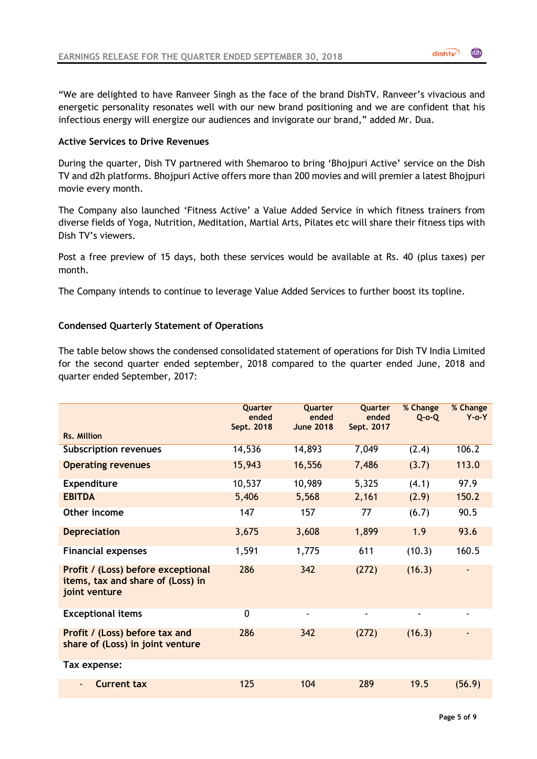"We are delighted to have Ranveer Singh as the face of the brand DishTV. Ranveer's vivacious and energetic personality resonates well with our new brand positioning and we are confident that his infectious energy will energize our audiences and invigorate our brand," added Mr. Dua.

**Active Services to Drive Revenues**

During the quarter, Dish TV partnered with Shemaroo to bring 'Bhojpuri Active' service on the Dish TV and d2h platforms. Bhojpuri Active offers more than 200 movies and will premier a latest Bhojpuri movie every month.

The Company also launched 'Fitness Active' a Value Added Service in which fitness trainers from diverse fields of Yoga, Nutrition, Meditation, Martial Arts, Pilates etc will share their fitness tips with Dish TV's viewers.

Post a free preview of 15 days, both these services would be available at Rs. 40 (plus taxes) per month.

The Company intends to continue to leverage Value Added Services to further boost its topline.

**Condensed Quarterly Statement of Operations**

The table below shows the condensed consolidated statement of operations for Dish TV India Limited for the second quarter ended september, 2018 compared to the quarter ended June, 2018 and quarter ended September, 2017:

| Rs. Million | Quarter ended Sept. 2018 | Quarter ended June 2018 | Quarter ended Sept. 2017 | % Change Q-o-Q | % Change Y-o-Y |
|---|---|---|---|---|---|
| **Subscription revenues** | 14,536 | 14,893 | 7,049 | (2.4) | 106.2 |
| **Operating revenues** | 15,943 | 16,556 | 7,486 | (3.7) | 113.0 |
| **Expenditure** | 10,537 | 10,989 | 5,325 | (4.1) | 97.9 |
| **EBITDA** | 5,406 | 5,568 | 2,161 | (2.9) | 150.2 |
| **Other income** | 147 | 157 | 77 | (6.7) | 90.5 |
| **Depreciation** | 3,675 | 3,608 | 1,899 | 1.9 | 93.6 |
| **Financial expenses** | 1,591 | 1,775 | 611 | (10.3) | 160.5 |
| **Profit / (Loss) before exceptional items, tax and share of (Loss) in joint venture** | 286 | 342 | (272) | (16.3) | - |
| **Exceptional items** | 0 | - | - | - | - |
| **Profit / (Loss) before tax and share of (Loss) in joint venture** | 286 | 342 | (272) | (16.3) | - |
| **Tax expense:** | | | | | |
| - **Current tax** | 125 | 104 | 289 | 19.5 | (56.9) |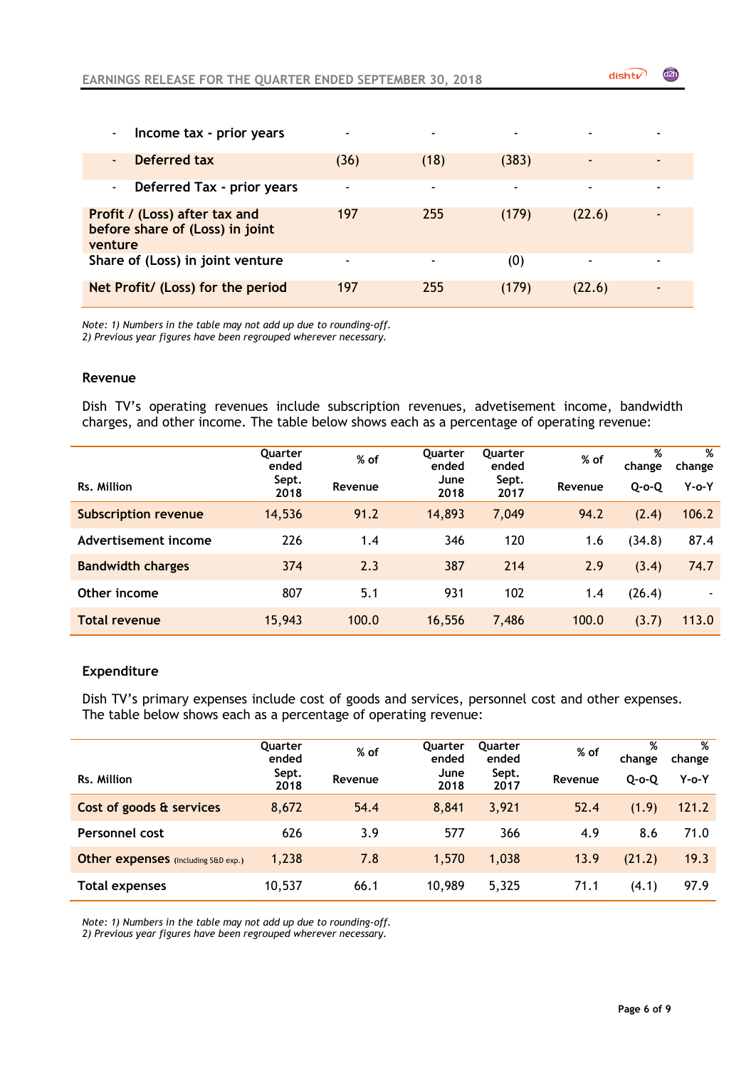| | | | | | |
|---|---|---|---|---|---|
| - Income tax - prior years | - | - | - | - | - |
| - Deferred tax | (36) | (18) | (383) | - | - |
| - Deferred Tax - prior years | - | - | - | - | - |
| **Profit / (Loss) after tax and before share of (Loss) in joint venture** | 197 | 255 | (179) | (22.6) | - |
| **Share of (Loss) in joint venture** | - | - | (0) | - | - |
| **Net Profit/ (Loss) for the period** | 197 | 255 | (179) | (22.6) | - |

*Note: 1) Numbers in the table may not add up due to rounding-off.*
*2) Previous year figures have been regrouped wherever necessary.*

## Revenue

Dish TV's operating revenues include subscription revenues, advetisement income, bandwidth charges, and other income. The table below shows each as a percentage of operating revenue:

| Rs. Million | Quarter ended Sept. 2018 | % of Revenue | Quarter ended June 2018 | Quarter ended Sept. 2017 | % of Revenue | % change Q-o-Q | % change Y-o-Y |
|---|---|---|---|---|---|---|---|
| Subscription revenue | 14,536 | 91.2 | 14,893 | 7,049 | 94.2 | (2.4) | 106.2 |
| Advertisement income | 226 | 1.4 | 346 | 120 | 1.6 | (34.8) | 87.4 |
| Bandwidth charges | 374 | 2.3 | 387 | 214 | 2.9 | (3.4) | 74.7 |
| Other income | 807 | 5.1 | 931 | 102 | 1.4 | (26.4) | - |
| **Total revenue** | 15,943 | 100.0 | 16,556 | 7,486 | 100.0 | (3.7) | 113.0 |

## Expenditure

Dish TV's primary expenses include cost of goods and services, personnel cost and other expenses. The table below shows each as a percentage of operating revenue:

| Rs. Million | Quarter ended Sept. 2018 | % of Revenue | Quarter ended June 2018 | Quarter ended Sept. 2017 | % of Revenue | % change Q-o-Q | % change Y-o-Y |
|---|---|---|---|---|---|---|---|
| Cost of goods & services | 8,672 | 54.4 | 8,841 | 3,921 | 52.4 | (1.9) | 121.2 |
| Personnel cost | 626 | 3.9 | 577 | 366 | 4.9 | 8.6 | 71.0 |
| Other expenses (Including S&D exp.) | 1,238 | 7.8 | 1,570 | 1,038 | 13.9 | (21.2) | 19.3 |
| **Total expenses** | 10,537 | 66.1 | 10,989 | 5,325 | 71.1 | (4.1) | 97.9 |

*Note: 1) Numbers in the table may not add up due to rounding-off.*
*2) Previous year figures have been regrouped wherever necessary.*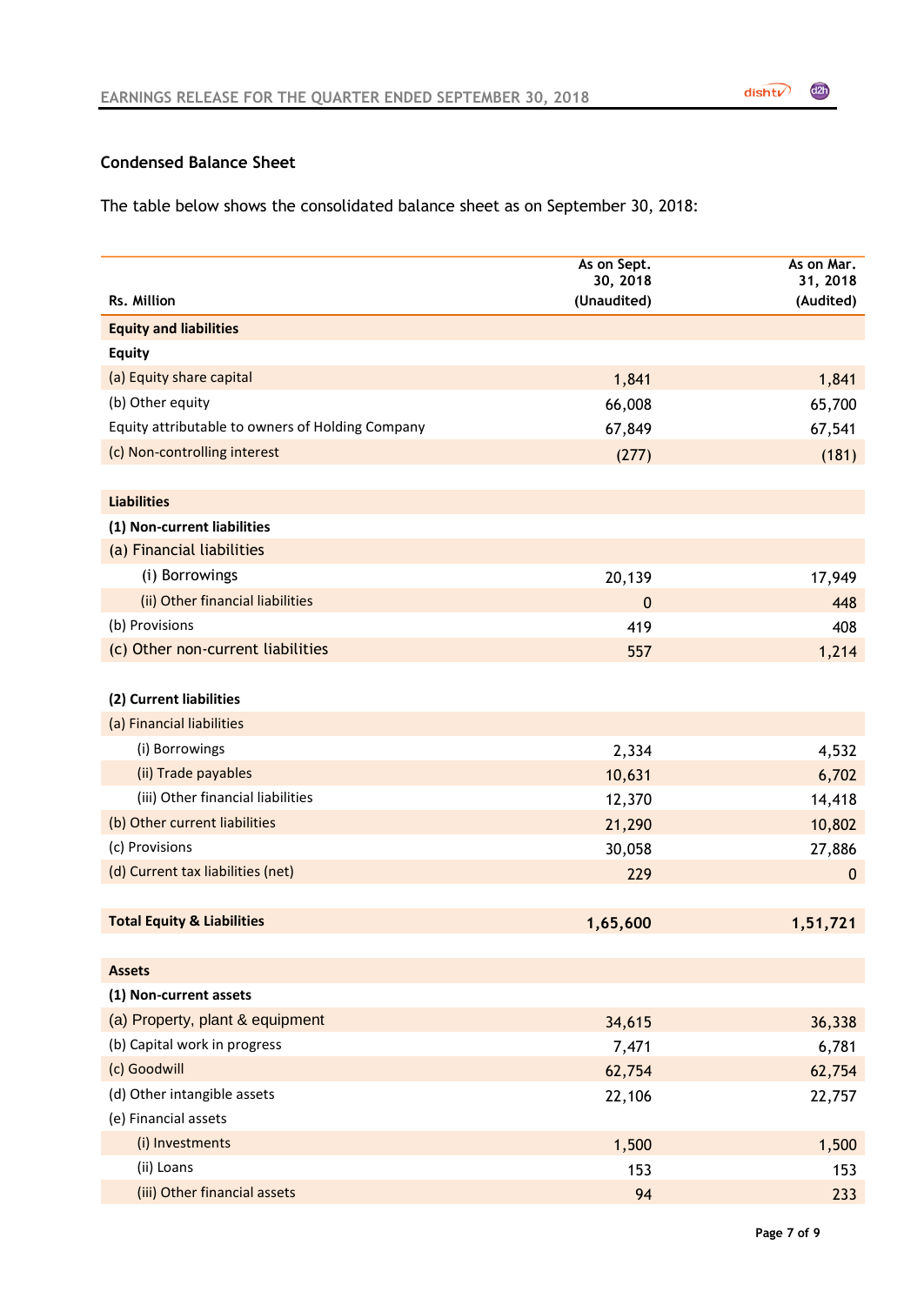## Condensed Balance Sheet

The table below shows the consolidated balance sheet as on September 30, 2018:

| Rs. Million | As on Sept. 30, 2018 (Unaudited) | As on Mar. 31, 2018 (Audited) |
|---|---|---|
| **Equity and liabilities** | | |
| **Equity** | | |
| (a) Equity share capital | 1,841 | 1,841 |
| (b) Other equity | 66,008 | 65,700 |
| Equity attributable to owners of Holding Company | 67,849 | 67,541 |
| (c) Non-controlling interest | (277) | (181) |
| | | |
| **Liabilities** | | |
| **(1) Non-current liabilities** | | |
| (a) Financial liabilities | | |
| (i) Borrowings | 20,139 | 17,949 |
| (ii) Other financial liabilities | 0 | 448 |
| (b) Provisions | 419 | 408 |
| (c) Other non-current liabilities | 557 | 1,214 |
| | | |
| **(2) Current liabilities** | | |
| (a) Financial liabilities | | |
| (i) Borrowings | 2,334 | 4,532 |
| (ii) Trade payables | 10,631 | 6,702 |
| (iii) Other financial liabilities | 12,370 | 14,418 |
| (b) Other current liabilities | 21,290 | 10,802 |
| (c) Provisions | 30,058 | 27,886 |
| (d) Current tax liabilities (net) | 229 | 0 |
| | | |
| **Total Equity & Liabilities** | **1,65,600** | **1,51,721** |
| | | |
| **Assets** | | |
| **(1) Non-current assets** | | |
| (a) Property, plant & equipment | 34,615 | 36,338 |
| (b) Capital work in progress | 7,471 | 6,781 |
| (c) Goodwill | 62,754 | 62,754 |
| (d) Other intangible assets | 22,106 | 22,757 |
| (e) Financial assets | | |
| (i) Investments | 1,500 | 1,500 |
| (ii) Loans | 153 | 153 |
| (iii) Other financial assets | 94 | 233 |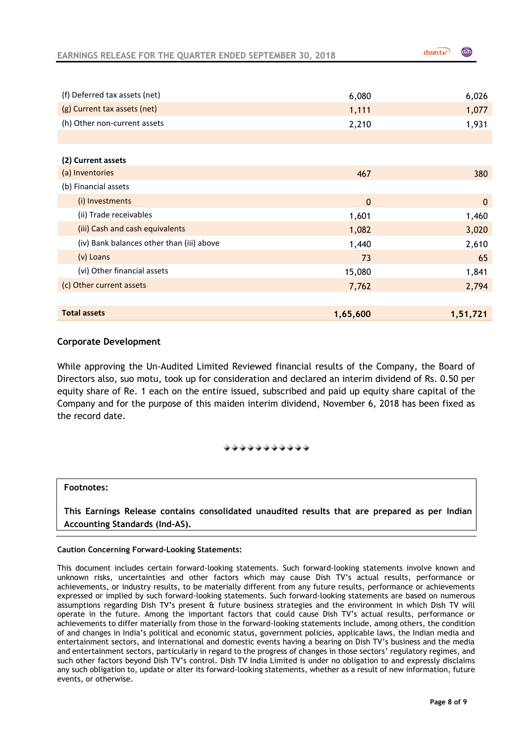| | | |
|---|---|---|
| (f) Deferred tax assets (net) | 6,080 | 6,026 |
| (g) Current tax assets (net) | 1,111 | 1,077 |
| (h) Other non-current assets | 2,210 | 1,931 |
| | | |
| **(2) Current assets** | | |
| (a) Inventories | 467 | 380 |
| (b) Financial assets | | |
| (i) Investments | 0 | 0 |
| (ii) Trade receivables | 1,601 | 1,460 |
| (iii) Cash and cash equivalents | 1,082 | 3,020 |
| (iv) Bank balances other than (iii) above | 1,440 | 2,610 |
| (v) Loans | 73 | 65 |
| (vi) Other financial assets | 15,080 | 1,841 |
| (c) Other current assets | 7,762 | 2,794 |
| | | |
| **Total assets** | **1,65,600** | **1,51,721** |

## Corporate Development

While approving the Un-Audited Limited Reviewed financial results of the Company, the Board of Directors also, suo motu, took up for consideration and declared an interim dividend of Rs. 0.50 per equity share of Re. 1 each on the entire issued, subscribed and paid up equity share capital of the Company and for the purpose of this maiden interim dividend, November 6, 2018 has been fixed as the record date.

◆◆◆◆◆◆◆◆◆◆◆

**Footnotes:**

**This Earnings Release contains consolidated unaudited results that are prepared as per Indian Accounting Standards (Ind-AS).**

**Caution Concerning Forward-Looking Statements:**

This document includes certain forward-looking statements. Such forward-looking statements involve known and unknown risks, uncertainties and other factors which may cause Dish TV's actual results, performance or achievements, or industry results, to be materially different from any future results, performance or achievements expressed or implied by such forward-looking statements. Such forward-looking statements are based on numerous assumptions regarding Dish TV's present & future business strategies and the environment in which Dish TV will operate in the future. Among the important factors that could cause Dish TV's actual results, performance or achievements to differ materially from those in the forward-looking statements include, among others, the condition of and changes in India's political and economic status, government policies, applicable laws, the Indian media and entertainment sectors, and international and domestic events having a bearing on Dish TV's business and the media and entertainment sectors, particularly in regard to the progress of changes in those sectors' regulatory regimes, and such other factors beyond Dish TV's control. Dish TV India Limited is under no obligation to and expressly disclaims any such obligation to, update or alter its forward-looking statements, whether as a result of new information, future events, or otherwise.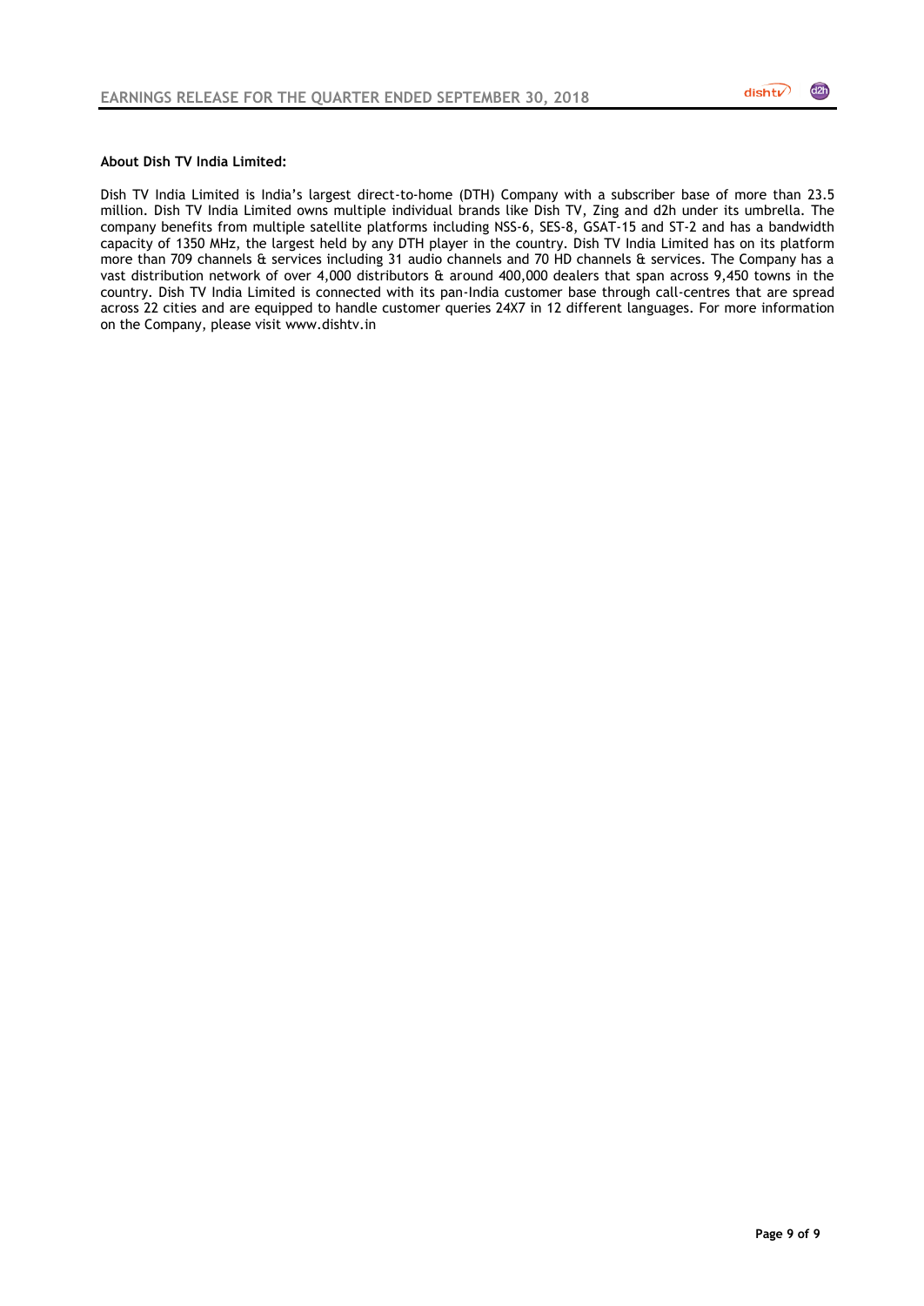**About Dish TV India Limited:**

Dish TV India Limited is India's largest direct-to-home (DTH) Company with a subscriber base of more than 23.5 million. Dish TV India Limited owns multiple individual brands like Dish TV, Zing and d2h under its umbrella. The company benefits from multiple satellite platforms including NSS-6, SES-8, GSAT-15 and ST-2 and has a bandwidth capacity of 1350 MHz, the largest held by any DTH player in the country. Dish TV India Limited has on its platform more than 709 channels & services including 31 audio channels and 70 HD channels & services. The Company has a vast distribution network of over 4,000 distributors & around 400,000 dealers that span across 9,450 towns in the country. Dish TV India Limited is connected with its pan-India customer base through call-centres that are spread across 22 cities and are equipped to handle customer queries 24X7 in 12 different languages. For more information on the Company, please visit www.dishtv.in